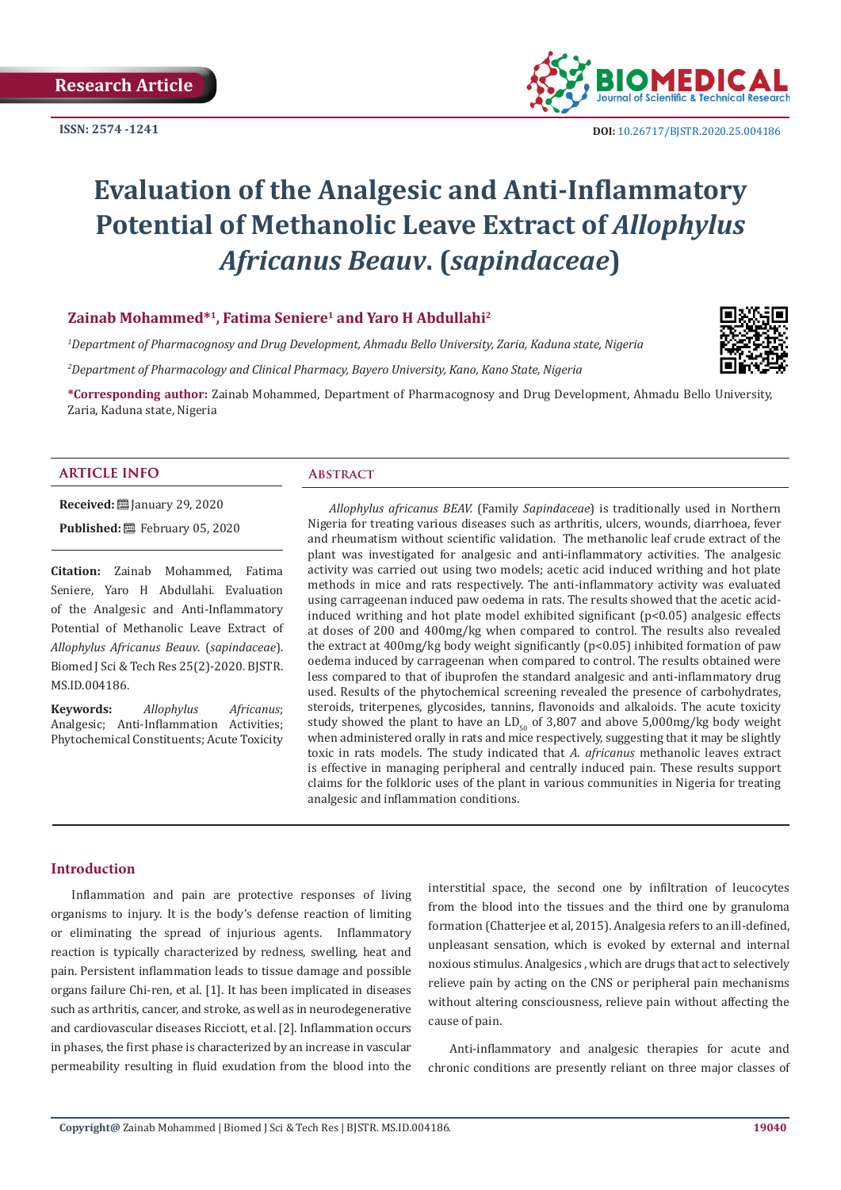Research Article

ISSN: 2574 -1241

DOI: 10.26717/BJSTR.2020.25.004186

# Evaluation of the Analgesic and Anti-Inflammatory Potential of Methanolic Leave Extract of *Allophylus Africanus Beauv*. (*sapindaceae*)

**Zainab Mohammed*[1], Fatima Seniere[1] and Yaro H Abdullahi[2]**

[1]Department of Pharmacognosy and Drug Development, Ahmadu Bello University, Zaria, Kaduna state, Nigeria

[2]Department of Pharmacology and Clinical Pharmacy, Bayero University, Kano, Kano State, Nigeria

***Corresponding author:** Zainab Mohammed, Department of Pharmacognosy and Drug Development, Ahmadu Bello University, Zaria, Kaduna state, Nigeria

## ARTICLE INFO

**Received:** January 29, 2020

**Published:** February 05, 2020

**Citation:** Zainab Mohammed, Fatima Seniere, Yaro H Abdullahi. Evaluation of the Analgesic and Anti-Inflammatory Potential of Methanolic Leave Extract of *Allophylus Africanus Beauv*. (*sapindaceae*). Biomed J Sci & Tech Res 25(2)-2020. BJSTR. MS.ID.004186.

**Keywords:** *Allophylus Africanus*; Analgesic; Anti-Inflammation Activities; Phytochemical Constituents; Acute Toxicity

## Abstract

*Allophylus africanus BEAV.* (Family *Sapindaceae*) is traditionally used in Northern Nigeria for treating various diseases such as arthritis, ulcers, wounds, diarrhoea, fever and rheumatism without scientific validation. The methanolic leaf crude extract of the plant was investigated for analgesic and anti-inflammatory activities. The analgesic activity was carried out using two models; acetic acid induced writhing and hot plate methods in mice and rats respectively. The anti-inflammatory activity was evaluated using carrageenan induced paw oedema in rats. The results showed that the acetic acid-induced writhing and hot plate model exhibited significant ($p<0.05$) analgesic effects at doses of 200 and 400mg/kg when compared to control. The results also revealed the extract at 400mg/kg body weight significantly ($p<0.05$) inhibited formation of paw oedema induced by carrageenan when compared to control. The results obtained were less compared to that of ibuprofen the standard analgesic and anti-inflammatory drug used. Results of the phytochemical screening revealed the presence of carbohydrates, steroids, triterpenes, glycosides, tannins, flavonoids and alkaloids. The acute toxicity study showed the plant to have an $LD_{50}$ of 3,807 and above 5,000mg/kg body weight when administered orally in rats and mice respectively, suggesting that it may be slightly toxic in rats models. The study indicated that *A. africanus* methanolic leaves extract is effective in managing peripheral and centrally induced pain. These results support claims for the folkloric uses of the plant in various communities in Nigeria for treating analgesic and inflammation conditions.

## Introduction

Inflammation and pain are protective responses of living organisms to injury. It is the body's defense reaction of limiting or eliminating the spread of injurious agents. Inflammatory reaction is typically characterized by redness, swelling, heat and pain. Persistent inflammation leads to tissue damage and possible organs failure Chi-ren, et al. [1]. It has been implicated in diseases such as arthritis, cancer, and stroke, as well as in neurodegenerative and cardiovascular diseases Ricciott, et al. [2]. Inflammation occurs in phases, the first phase is characterized by an increase in vascular permeability resulting in fluid exudation from the blood into the interstitial space, the second one by infiltration of leucocytes from the blood into the tissues and the third one by granuloma formation (Chatterjee et al, 2015). Analgesia refers to an ill-defined, unpleasant sensation, which is evoked by external and internal noxious stimulus. Analgesics , which are drugs that act to selectively relieve pain by acting on the CNS or peripheral pain mechanisms without altering consciousness, relieve pain without affecting the cause of pain.

Anti-inflammatory and analgesic therapies for acute and chronic conditions are presently reliant on three major classes of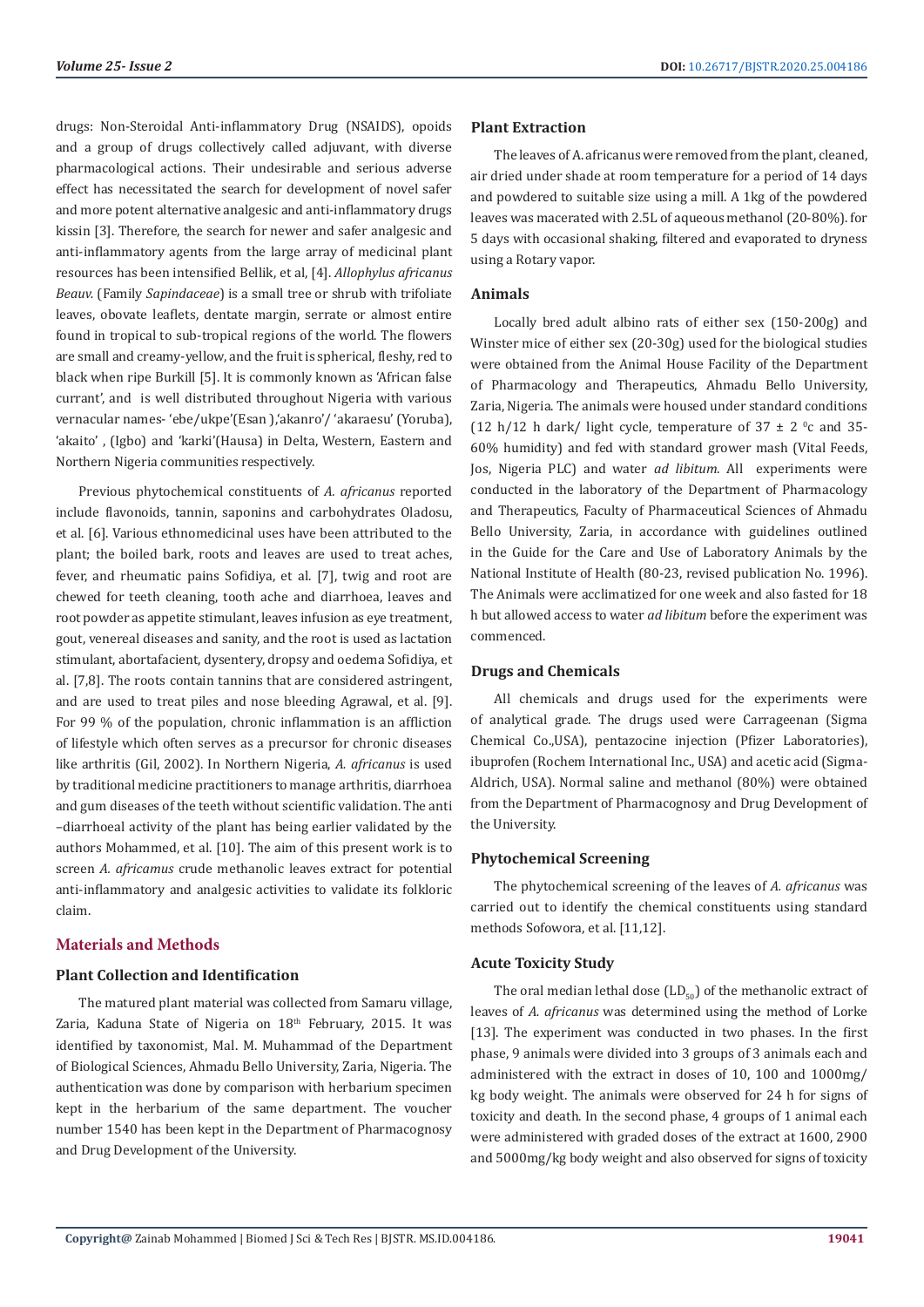drugs: Non-Steroidal Anti-inflammatory Drug (NSAIDS), opoids and a group of drugs collectively called adjuvant, with diverse pharmacological actions. Their undesirable and serious adverse effect has necessitated the search for development of novel safer and more potent alternative analgesic and anti-inflammatory drugs kissin [3]. Therefore, the search for newer and safer analgesic and anti-inflammatory agents from the large array of medicinal plant resources has been intensified Bellik, et al, [4]. *Allophylus africanus Beauv.* (Family *Sapindaceae*) is a small tree or shrub with trifoliate leaves, obovate leaflets, dentate margin, serrate or almost entire found in tropical to sub-tropical regions of the world. The flowers are small and creamy-yellow, and the fruit is spherical, fleshy, red to black when ripe Burkill [5]. It is commonly known as 'African false currant', and is well distributed throughout Nigeria with various vernacular names- 'ebe/ukpe'(Esan ),'akanro'/ 'akaraesu' (Yoruba), 'akaito' , (Igbo) and 'karki'(Hausa) in Delta, Western, Eastern and Northern Nigeria communities respectively.

Previous phytochemical constituents of *A. africanus* reported include flavonoids, tannin, saponins and carbohydrates Oladosu, et al. [6]. Various ethnomedicinal uses have been attributed to the plant; the boiled bark, roots and leaves are used to treat aches, fever, and rheumatic pains Sofidiya, et al. [7], twig and root are chewed for teeth cleaning, tooth ache and diarrhoea, leaves and root powder as appetite stimulant, leaves infusion as eye treatment, gout, venereal diseases and sanity, and the root is used as lactation stimulant, abortafacient, dysentery, dropsy and oedema Sofidiya, et al. [7,8]. The roots contain tannins that are considered astringent, and are used to treat piles and nose bleeding Agrawal, et al. [9]. For 99 % of the population, chronic inflammation is an affliction of lifestyle which often serves as a precursor for chronic diseases like arthritis (Gil, 2002). In Northern Nigeria, *A. africanus* is used by traditional medicine practitioners to manage arthritis, diarrhoea and gum diseases of the teeth without scientific validation. The anti –diarrhoeal activity of the plant has being earlier validated by the authors Mohammed, et al. [10]. The aim of this present work is to screen *A. africamus* crude methanolic leaves extract for potential anti-inflammatory and analgesic activities to validate its folkloric claim.

## Materials and Methods

### Plant Collection and Identification

The matured plant material was collected from Samaru village, Zaria, Kaduna State of Nigeria on 18th February, 2015. It was identified by taxonomist, Mal. M. Muhammad of the Department of Biological Sciences, Ahmadu Bello University, Zaria, Nigeria. The authentication was done by comparison with herbarium specimen kept in the herbarium of the same department. The voucher number 1540 has been kept in the Department of Pharmacognosy and Drug Development of the University.

### Plant Extraction

The leaves of A. africanus were removed from the plant, cleaned, air dried under shade at room temperature for a period of 14 days and powdered to suitable size using a mill. A 1kg of the powdered leaves was macerated with 2.5L of aqueous methanol (20-80%). for 5 days with occasional shaking, filtered and evaporated to dryness using a Rotary vapor.

### Animals

Locally bred adult albino rats of either sex (150-200g) and Winster mice of either sex (20-30g) used for the biological studies were obtained from the Animal House Facility of the Department of Pharmacology and Therapeutics, Ahmadu Bello University, Zaria, Nigeria. The animals were housed under standard conditions (12 h/12 h dark/ light cycle, temperature of $37 \pm 2$ $^{0}$c and 35-60% humidity) and fed with standard grower mash (Vital Feeds, Jos, Nigeria PLC) and water *ad libitum*. All experiments were conducted in the laboratory of the Department of Pharmacology and Therapeutics, Faculty of Pharmaceutical Sciences of Ahmadu Bello University, Zaria, in accordance with guidelines outlined in the Guide for the Care and Use of Laboratory Animals by the National Institute of Health (80-23, revised publication No. 1996). The Animals were acclimatized for one week and also fasted for 18 h but allowed access to water *ad libitum* before the experiment was commenced.

### Drugs and Chemicals

All chemicals and drugs used for the experiments were of analytical grade. The drugs used were Carrageenan (Sigma Chemical Co.,USA), pentazocine injection (Pfizer Laboratories), ibuprofen (Rochem International Inc., USA) and acetic acid (Sigma-Aldrich, USA). Normal saline and methanol (80%) were obtained from the Department of Pharmacognosy and Drug Development of the University.

### Phytochemical Screening

The phytochemical screening of the leaves of *A. africanus* was carried out to identify the chemical constituents using standard methods Sofowora, et al. [11,12].

### Acute Toxicity Study

The oral median lethal dose ($LD_{50}$) of the methanolic extract of leaves of *A. africanus* was determined using the method of Lorke [13]. The experiment was conducted in two phases. In the first phase, 9 animals were divided into 3 groups of 3 animals each and administered with the extract in doses of 10, 100 and 1000mg/kg body weight. The animals were observed for 24 h for signs of toxicity and death. In the second phase, 4 groups of 1 animal each were administered with graded doses of the extract at 1600, 2900 and 5000mg/kg body weight and also observed for signs of toxicity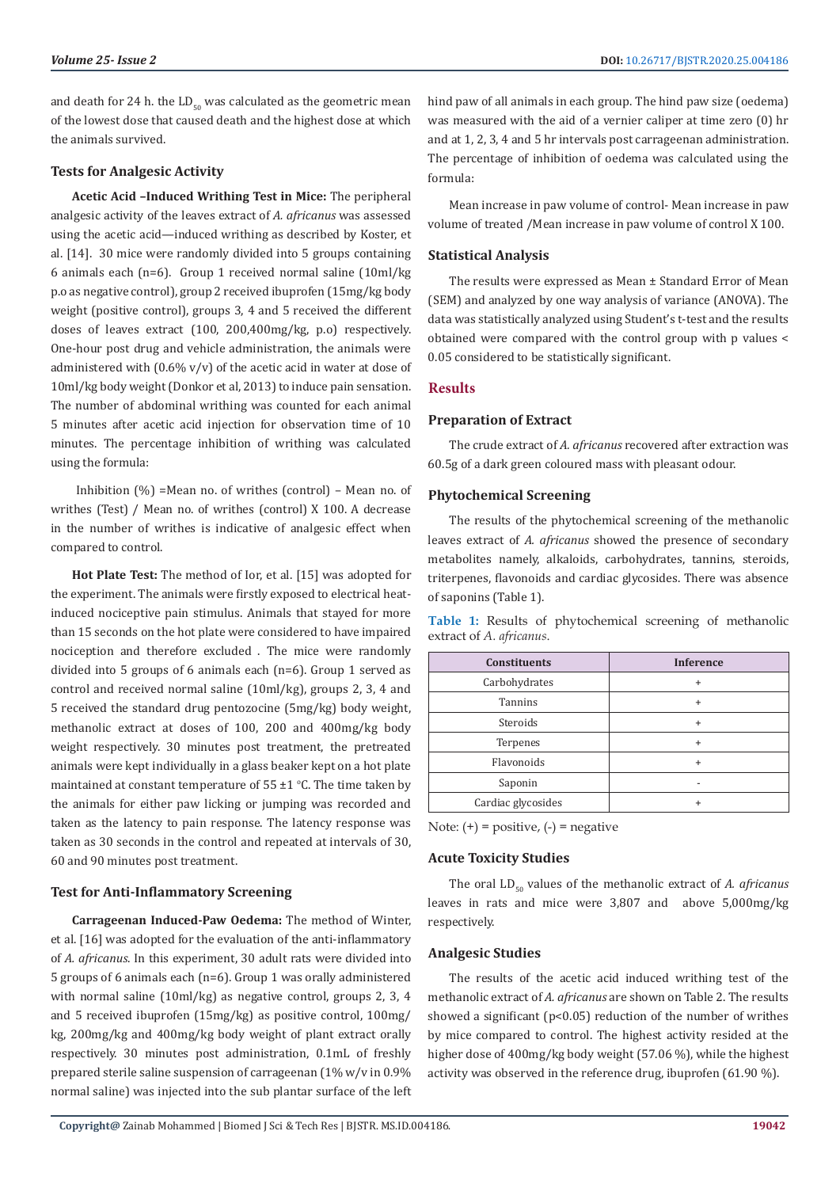and death for 24 h. the $LD_{50}$ was calculated as the geometric mean of the lowest dose that caused death and the highest dose at which the animals survived.

### Tests for Analgesic Activity

**Acetic Acid –Induced Writhing Test in Mice:** The peripheral analgesic activity of the leaves extract of *A. africanus* was assessed using the acetic acid—induced writhing as described by Koster, et al. [14]. 30 mice were randomly divided into 5 groups containing 6 animals each (n=6). Group 1 received normal saline (10ml/kg p.o as negative control), group 2 received ibuprofen (15mg/kg body weight (positive control), groups 3, 4 and 5 received the different doses of leaves extract (100, 200,400mg/kg, p.o) respectively. One-hour post drug and vehicle administration, the animals were administered with (0.6% v/v) of the acetic acid in water at dose of 10ml/kg body weight (Donkor et al, 2013) to induce pain sensation. The number of abdominal writhing was counted for each animal 5 minutes after acetic acid injection for observation time of 10 minutes. The percentage inhibition of writhing was calculated using the formula:

Inhibition (%) =Mean no. of writhes (control) – Mean no. of writhes (Test) / Mean no. of writhes (control) X 100. A decrease in the number of writhes is indicative of analgesic effect when compared to control.

**Hot Plate Test:** The method of Ior, et al. [15] was adopted for the experiment. The animals were firstly exposed to electrical heat-induced nociceptive pain stimulus. Animals that stayed for more than 15 seconds on the hot plate were considered to have impaired nociception and therefore excluded . The mice were randomly divided into 5 groups of 6 animals each (n=6). Group 1 served as control and received normal saline (10ml/kg), groups 2, 3, 4 and 5 received the standard drug pentozocine (5mg/kg) body weight, methanolic extract at doses of 100, 200 and 400mg/kg body weight respectively. 30 minutes post treatment, the pretreated animals were kept individually in a glass beaker kept on a hot plate maintained at constant temperature of 55 ±1 °C. The time taken by the animals for either paw licking or jumping was recorded and taken as the latency to pain response. The latency response was taken as 30 seconds in the control and repeated at intervals of 30, 60 and 90 minutes post treatment.

### Test for Anti-Inflammatory Screening

**Carrageenan Induced-Paw Oedema:** The method of Winter, et al. [16] was adopted for the evaluation of the anti-inflammatory of *A. africanus*. In this experiment, 30 adult rats were divided into 5 groups of 6 animals each (n=6). Group 1 was orally administered with normal saline (10ml/kg) as negative control, groups 2, 3, 4 and 5 received ibuprofen (15mg/kg) as positive control, 100mg/kg, 200mg/kg and 400mg/kg body weight of plant extract orally respectively. 30 minutes post administration, 0.1mL of freshly prepared sterile saline suspension of carrageenan (1% w/v in 0.9% normal saline) was injected into the sub plantar surface of the left hind paw of all animals in each group. The hind paw size (oedema) was measured with the aid of a vernier caliper at time zero (0) hr and at 1, 2, 3, 4 and 5 hr intervals post carrageenan administration. The percentage of inhibition of oedema was calculated using the formula:

Mean increase in paw volume of control- Mean increase in paw volume of treated /Mean increase in paw volume of control X 100.

### Statistical Analysis

The results were expressed as Mean ± Standard Error of Mean (SEM) and analyzed by one way analysis of variance (ANOVA). The data was statistically analyzed using Student's t-test and the results obtained were compared with the control group with p values < 0.05 considered to be statistically significant.

## Results

### Preparation of Extract

The crude extract of *A. africanus* recovered after extraction was 60.5g of a dark green coloured mass with pleasant odour.

### Phytochemical Screening

The results of the phytochemical screening of the methanolic leaves extract of *A. africanus* showed the presence of secondary metabolites namely, alkaloids, carbohydrates, tannins, steroids, triterpenes, flavonoids and cardiac glycosides. There was absence of saponins (Table 1).

**Table 1:** Results of phytochemical screening of methanolic extract of *A. africanus*.

| Constituents | Inference |
|---|---|
| Carbohydrates | + |
| Tannins | + |
| Steroids | + |
| Terpenes | + |
| Flavonoids | + |
| Saponin | - |
| Cardiac glycosides | + |

Note: (+) = positive, (-) = negative

### Acute Toxicity Studies

The oral $LD_{50}$ values of the methanolic extract of *A. africanus* leaves in rats and mice were 3,807 and above 5,000mg/kg respectively.

### Analgesic Studies

The results of the acetic acid induced writhing test of the methanolic extract of *A. africanus* are shown on Table 2. The results showed a significant (p<0.05) reduction of the number of writhes by mice compared to control. The highest activity resided at the higher dose of 400mg/kg body weight (57.06 %), while the highest activity was observed in the reference drug, ibuprofen (61.90 %).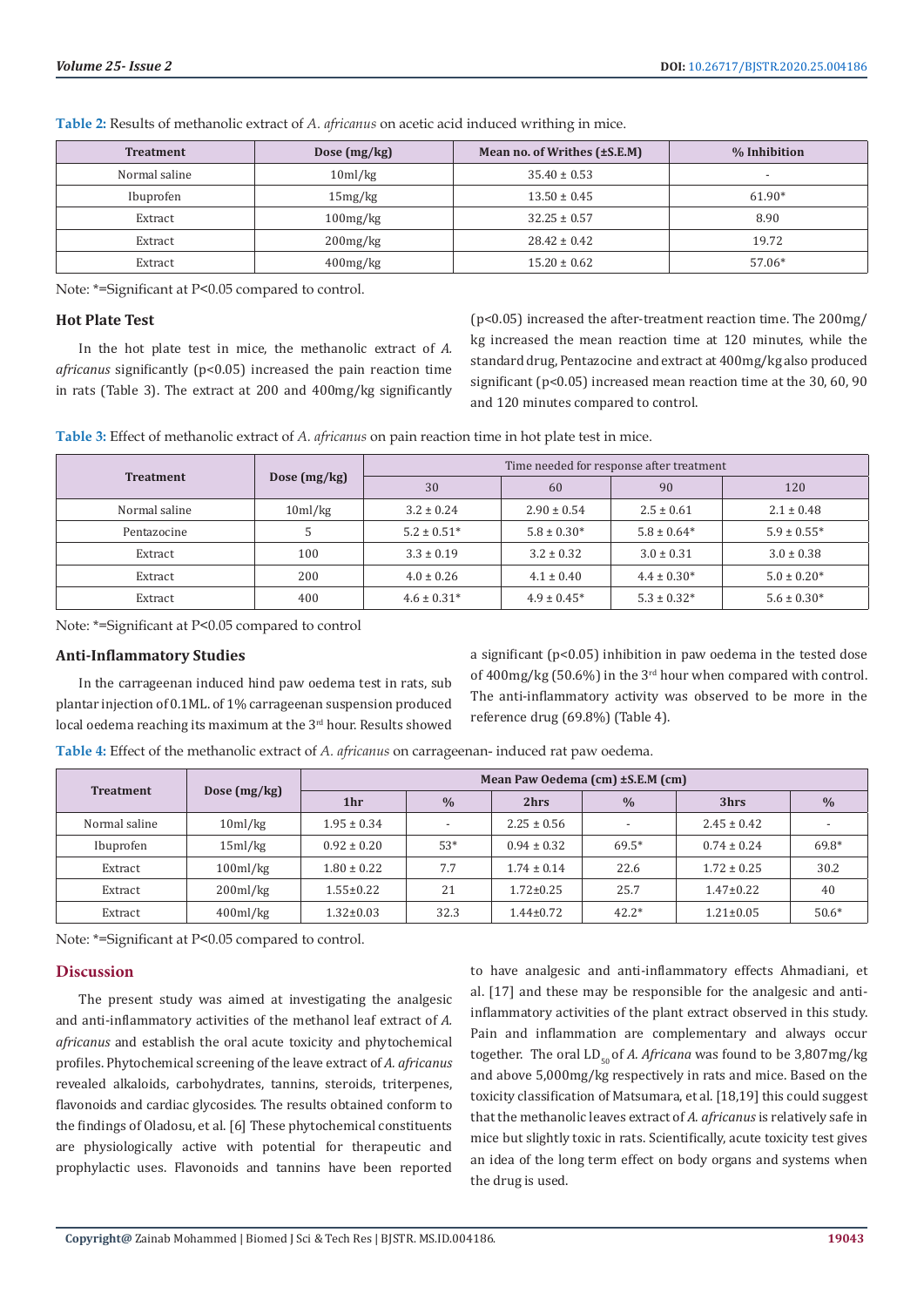**Table 2:** Results of methanolic extract of *A. africanus* on acetic acid induced writhing in mice.

| Treatment | Dose (mg/kg) | Mean no. of Writhes (±S.E.M) | % Inhibition |
|---|---|---|---|
| Normal saline | 10ml/kg | 35.40 ± 0.53 | - |
| Ibuprofen | 15mg/kg | 13.50 ± 0.45 | 61.90* |
| Extract | 100mg/kg | 32.25 ± 0.57 | 8.90 |
| Extract | 200mg/kg | 28.42 ± 0.42 | 19.72 |
| Extract | 400mg/kg | 15.20 ± 0.62 | 57.06* |

Note: *=Significant at P<0.05 compared to control.

### Hot Plate Test

In the hot plate test in mice, the methanolic extract of *A. africanus* significantly (p<0.05) increased the pain reaction time in rats (Table 3). The extract at 200 and 400mg/kg significantly (p<0.05) increased the after-treatment reaction time. The 200mg/kg increased the mean reaction time at 120 minutes, while the standard drug, Pentazocine and extract at 400mg/kg also produced significant (p<0.05) increased mean reaction time at the 30, 60, 90 and 120 minutes compared to control.

**Table 3:** Effect of methanolic extract of *A. africanus* on pain reaction time in hot plate test in mice.

| Treatment | Dose (mg/kg) | Time needed for response after treatment | | | |
|---|---|---|---|---|---|
| | | 30 | 60 | 90 | 120 |
| Normal saline | 10ml/kg | 3.2 ± 0.24 | 2.90 ± 0.54 | 2.5 ± 0.61 | 2.1 ± 0.48 |
| Pentazocine | 5 | 5.2 ± 0.51* | 5.8 ± 0.30* | 5.8 ± 0.64* | 5.9 ± 0.55* |
| Extract | 100 | 3.3 ± 0.19 | 3.2 ± 0.32 | 3.0 ± 0.31 | 3.0 ± 0.38 |
| Extract | 200 | 4.0 ± 0.26 | 4.1 ± 0.40 | 4.4 ± 0.30* | 5.0 ± 0.20* |
| Extract | 400 | 4.6 ± 0.31* | 4.9 ± 0.45* | 5.3 ± 0.32* | 5.6 ± 0.30* |

Note: *=Significant at P<0.05 compared to control

### Anti-Inflammatory Studies

In the carrageenan induced hind paw oedema test in rats, sub plantar injection of 0.1ML. of 1% carrageenan suspension produced local oedema reaching its maximum at the 3rd hour. Results showed a significant (p<0.05) inhibition in paw oedema in the tested dose of 400mg/kg (50.6%) in the 3rd hour when compared with control. The anti-inflammatory activity was observed to be more in the reference drug (69.8%) (Table 4).

**Table 4:** Effect of the methanolic extract of *A. africanus* on carrageenan- induced rat paw oedema.

| Treatment | Dose (mg/kg) | Mean Paw Oedema (cm) ±S.E.M (cm) | | | | | |
|---|---|---|---|---|---|---|---|
| | | 1hr | % | 2hrs | % | 3hrs | % |
| Normal saline | 10ml/kg | 1.95 ± 0.34 | - | 2.25 ± 0.56 | - | 2.45 ± 0.42 | - |
| Ibuprofen | 15ml/kg | 0.92 ± 0.20 | 53* | 0.94 ± 0.32 | 69.5* | 0.74 ± 0.24 | 69.8* |
| Extract | 100ml/kg | 1.80 ± 0.22 | 7.7 | 1.74 ± 0.14 | 22.6 | 1.72 ± 0.25 | 30.2 |
| Extract | 200ml/kg | 1.55±0.22 | 21 | 1.72±0.25 | 25.7 | 1.47±0.22 | 40 |
| Extract | 400ml/kg | 1.32±0.03 | 32.3 | 1.44±0.72 | 42.2* | 1.21±0.05 | 50.6* |

Note: *=Significant at P<0.05 compared to control.

## Discussion

The present study was aimed at investigating the analgesic and anti-inflammatory activities of the methanol leaf extract of *A. africanus* and establish the oral acute toxicity and phytochemical profiles. Phytochemical screening of the leave extract of *A. africanus* revealed alkaloids, carbohydrates, tannins, steroids, triterpenes, flavonoids and cardiac glycosides. The results obtained conform to the findings of Oladosu, et al. [6] These phytochemical constituents are physiologically active with potential for therapeutic and prophylactic uses. Flavonoids and tannins have been reported to have analgesic and anti-inflammatory effects Ahmadiani, et al. [17] and these may be responsible for the analgesic and anti-inflammatory activities of the plant extract observed in this study. Pain and inflammation are complementary and always occur together. The oral $LD_{50}$ of *A. Africana* was found to be 3,807mg/kg and above 5,000mg/kg respectively in rats and mice. Based on the toxicity classification of Matsumara, et al. [18,19] this could suggest that the methanolic leaves extract of *A. africanus* is relatively safe in mice but slightly toxic in rats. Scientifically, acute toxicity test gives an idea of the long term effect on body organs and systems when the drug is used.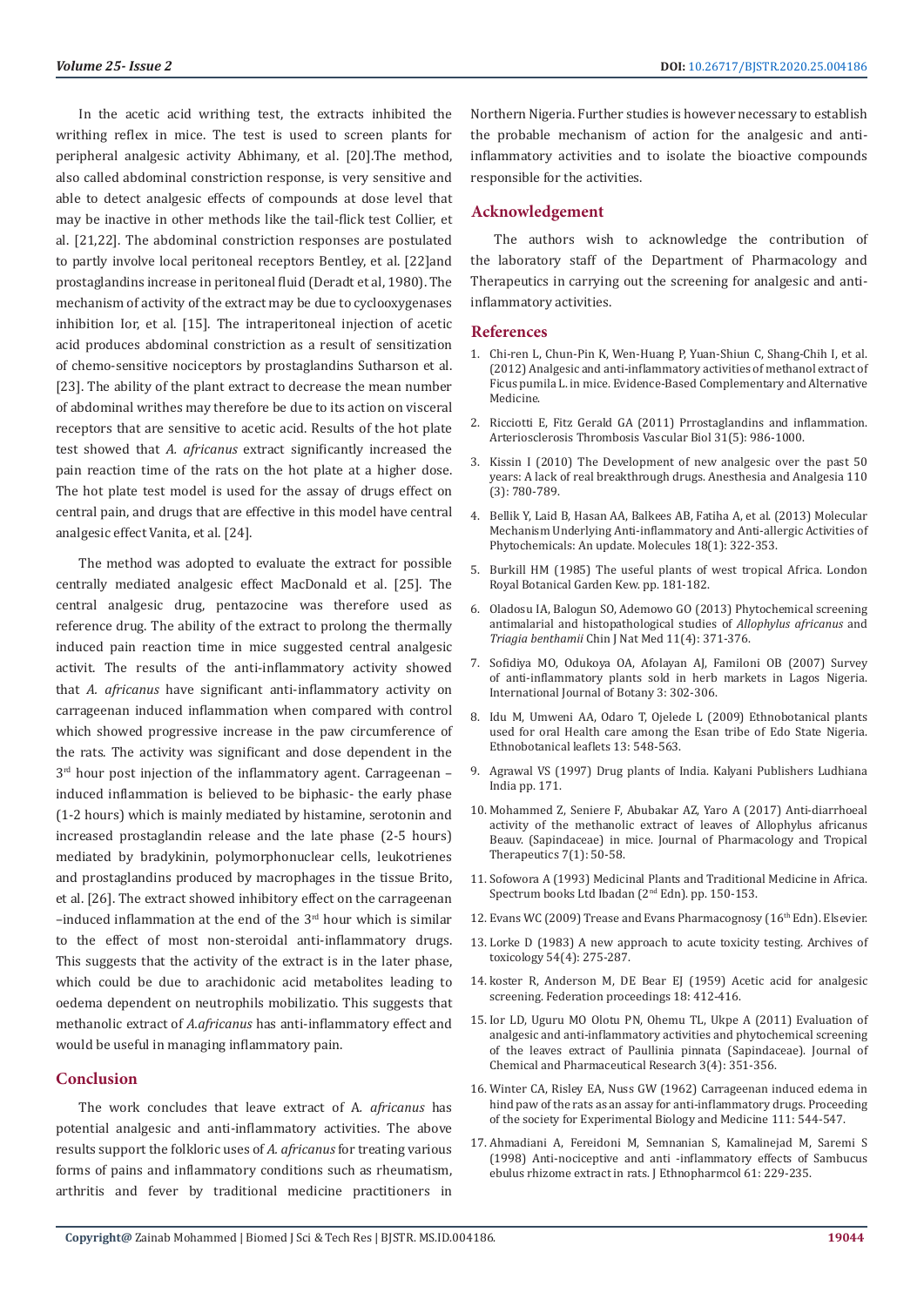In the acetic acid writhing test, the extracts inhibited the writhing reflex in mice. The test is used to screen plants for peripheral analgesic activity Abhimany, et al. [20].The method, also called abdominal constriction response, is very sensitive and able to detect analgesic effects of compounds at dose level that may be inactive in other methods like the tail-flick test Collier, et al. [21,22]. The abdominal constriction responses are postulated to partly involve local peritoneal receptors Bentley, et al. [22]and prostaglandins increase in peritoneal fluid (Deradt et al, 1980). The mechanism of activity of the extract may be due to cyclooxygenases inhibition Ior, et al. [15]. The intraperitoneal injection of acetic acid produces abdominal constriction as a result of sensitization of chemo-sensitive nociceptors by prostaglandins Sutharson et al. [23]. The ability of the plant extract to decrease the mean number of abdominal writhes may therefore be due to its action on visceral receptors that are sensitive to acetic acid. Results of the hot plate test showed that *A. africanus* extract significantly increased the pain reaction time of the rats on the hot plate at a higher dose. The hot plate test model is used for the assay of drugs effect on central pain, and drugs that are effective in this model have central analgesic effect Vanita, et al. [24].

The method was adopted to evaluate the extract for possible centrally mediated analgesic effect MacDonald et al. [25]. The central analgesic drug, pentazocine was therefore used as reference drug. The ability of the extract to prolong the thermally induced pain reaction time in mice suggested central analgesic activit. The results of the anti-inflammatory activity showed that *A. africanus* have significant anti-inflammatory activity on carrageenan induced inflammation when compared with control which showed progressive increase in the paw circumference of the rats. The activity was significant and dose dependent in the 3rd hour post injection of the inflammatory agent. Carrageenan – induced inflammation is believed to be biphasic- the early phase (1-2 hours) which is mainly mediated by histamine, serotonin and increased prostaglandin release and the late phase (2-5 hours) mediated by bradykinin, polymorphonuclear cells, leukotrienes and prostaglandins produced by macrophages in the tissue Brito, et al. [26]. The extract showed inhibitory effect on the carrageenan –induced inflammation at the end of the 3rd hour which is similar to the effect of most non-steroidal anti-inflammatory drugs. This suggests that the activity of the extract is in the later phase, which could be due to arachidonic acid metabolites leading to oedema dependent on neutrophils mobilizatio. This suggests that methanolic extract of *A.africanus* has anti-inflammatory effect and would be useful in managing inflammatory pain.

## Conclusion

The work concludes that leave extract of A. *africanus* has potential analgesic and anti-inflammatory activities. The above results support the folkloric uses of *A. africanus* for treating various forms of pains and inflammatory conditions such as rheumatism, arthritis and fever by traditional medicine practitioners in Northern Nigeria. Further studies is however necessary to establish the probable mechanism of action for the analgesic and anti-inflammatory activities and to isolate the bioactive compounds responsible for the activities.

## Acknowledgement

The authors wish to acknowledge the contribution of the laboratory staff of the Department of Pharmacology and Therapeutics in carrying out the screening for analgesic and anti-inflammatory activities.

## References

1. Chi-ren L, Chun-Pin K, Wen-Huang P, Yuan-Shiun C, Shang-Chih I, et al. (2012) Analgesic and anti-inflammatory activities of methanol extract of Ficus pumila L. in mice. Evidence-Based Complementary and Alternative Medicine.
2. Ricciotti E, Fitz Gerald GA (2011) Prrostaglandins and inflammation. Arteriosclerosis Thrombosis Vascular Biol 31(5): 986-1000.
3. Kissin I (2010) The Development of new analgesic over the past 50 years: A lack of real breakthrough drugs. Anesthesia and Analgesia 110 (3): 780-789.
4. Bellik Y, Laid B, Hasan AA, Balkees AB, Fatiha A, et al. (2013) Molecular Mechanism Underlying Anti-inflammatory and Anti-allergic Activities of Phytochemicals: An update. Molecules 18(1): 322-353.
5. Burkill HM (1985) The useful plants of west tropical Africa. London Royal Botanical Garden Kew. pp. 181-182.
6. Oladosu IA, Balogun SO, Ademowo GO (2013) Phytochemical screening antimalarial and histopathological studies of *Allophylus africanus* and *Triagia benthamii* Chin J Nat Med 11(4): 371-376.
7. Sofidiya MO, Odukoya OA, Afolayan AJ, Familoni OB (2007) Survey of anti-inflammatory plants sold in herb markets in Lagos Nigeria. International Journal of Botany 3: 302-306.
8. Idu M, Umweni AA, Odaro T, Ojelede L (2009) Ethnobotanical plants used for oral Health care among the Esan tribe of Edo State Nigeria. Ethnobotanical leaflets 13: 548-563.
9. Agrawal VS (1997) Drug plants of India. Kalyani Publishers Ludhiana India pp. 171.
10. Mohammed Z, Seniere F, Abubakar AZ, Yaro A (2017) Anti-diarrhoeal activity of the methanolic extract of leaves of Allophylus africanus Beauv. (Sapindaceae) in mice. Journal of Pharmacology and Tropical Therapeutics 7(1): 50-58.
11. Sofowora A (1993) Medicinal Plants and Traditional Medicine in Africa. Spectrum books Ltd Ibadan (2nd Edn). pp. 150-153.
12. Evans WC (2009) Trease and Evans Pharmacognosy (16th Edn). Elsevier.
13. Lorke D (1983) A new approach to acute toxicity testing. Archives of toxicology 54(4): 275-287.
14. koster R, Anderson M, DE Bear EJ (1959) Acetic acid for analgesic screening. Federation proceedings 18: 412-416.
15. Ior LD, Uguru MO Olotu PN, Ohemu TL, Ukpe A (2011) Evaluation of analgesic and anti-inflammatory activities and phytochemical screening of the leaves extract of Paullinia pinnata (Sapindaceae). Journal of Chemical and Pharmaceutical Research 3(4): 351-356.
16. Winter CA, Risley EA, Nuss GW (1962) Carrageenan induced edema in hind paw of the rats as an assay for anti-inflammatory drugs. Proceeding of the society for Experimental Biology and Medicine 111: 544-547.
17. Ahmadiani A, Fereidoni M, Semnanian S, Kamalinejad M, Saremi S (1998) Anti-nociceptive and anti -inflammatory effects of Sambucus ebulus rhizome extract in rats. J Ethnopharmcol 61: 229-235.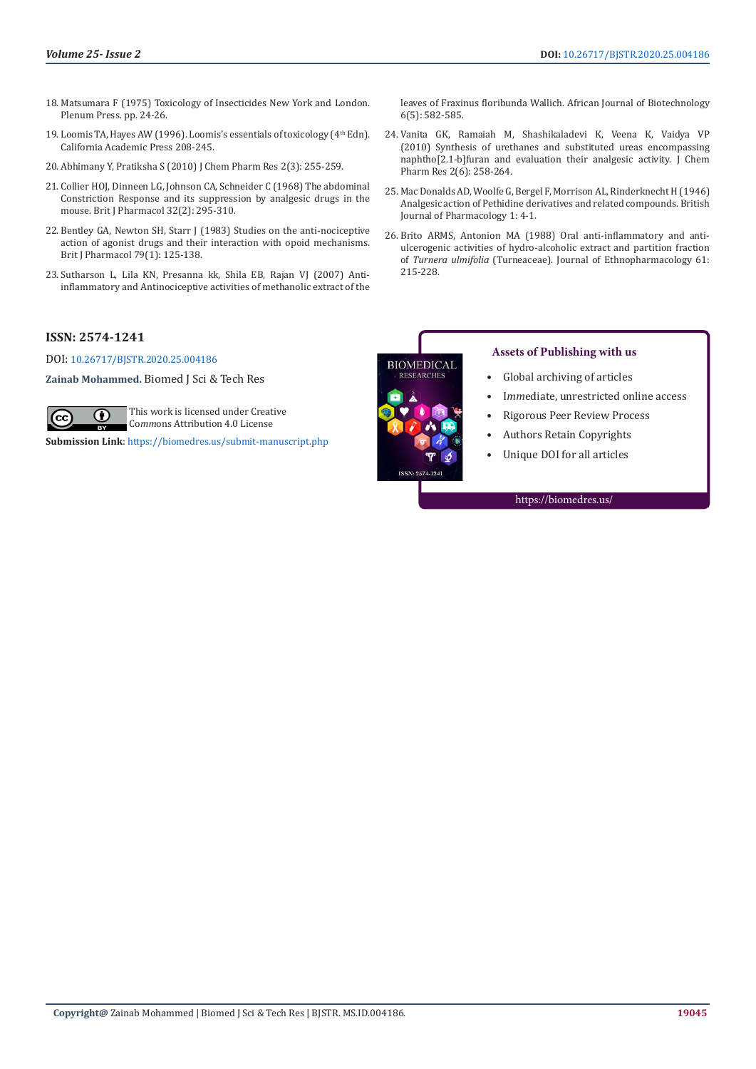18. Matsumara F (1975) Toxicology of Insecticides New York and London. Plenum Press. pp. 24-26.

19. Loomis TA, Hayes AW (1996). Loomis's essentials of toxicology (4th Edn). California Academic Press 208-245.

20. Abhimany Y, Pratiksha S (2010) J Chem Pharm Res 2(3): 255-259.

21. Collier HOJ, Dinneen LG, Johnson CA, Schneider C (1968) The abdominal Constriction Response and its suppression by analgesic drugs in the mouse. Brit J Pharmacol 32(2): 295-310.

22. Bentley GA, Newton SH, Starr J (1983) Studies on the anti-nociceptive action of agonist drugs and their interaction with opoid mechanisms. Brit J Pharmacol 79(1): 125-138.

23. Sutharson L, Lila KN, Presanna kk, Shila EB, Rajan VJ (2007) Anti-inflammatory and Antinociceptive activities of methanolic extract of the leaves of Fraxinus floribunda Wallich. African Journal of Biotechnology 6(5): 582-585.

24. Vanita GK, Ramaiah M, Shashikaladevi K, Veena K, Vaidya VP (2010) Synthesis of urethanes and substituted ureas encompassing naphtho[2.1-b]furan and evaluation their analgesic activity. J Chem Pharm Res 2(6): 258-264.

25. Mac Donalds AD, Woolfe G, Bergel F, Morrison AL, Rinderknecht H (1946) Analgesic action of Pethidine derivatives and related compounds. British Journal of Pharmacology 1: 4-1.

26. Brito ARMS, Antonion MA (1988) Oral anti-inflammatory and anti-ulcerogenic activities of hydro-alcoholic extract and partition fraction of *Turnera ulmifolia* (Turneaceae). Journal of Ethnopharmacology 61: 215-228.

**ISSN: 2574-1241**

DOI: 10.26717/BJSTR.2020.25.004186

**Zainab Mohammed.** Biomed J Sci & Tech Res

This work is licensed under Creative Commons Attribution 4.0 License

**Submission Link**: https://biomedres.us/submit-manuscript.php

**Assets of Publishing with us**

- Global archiving of articles
- Immediate, unrestricted online access
- Rigorous Peer Review Process
- Authors Retain Copyrights
- Unique DOI for all articles

https://biomedres.us/